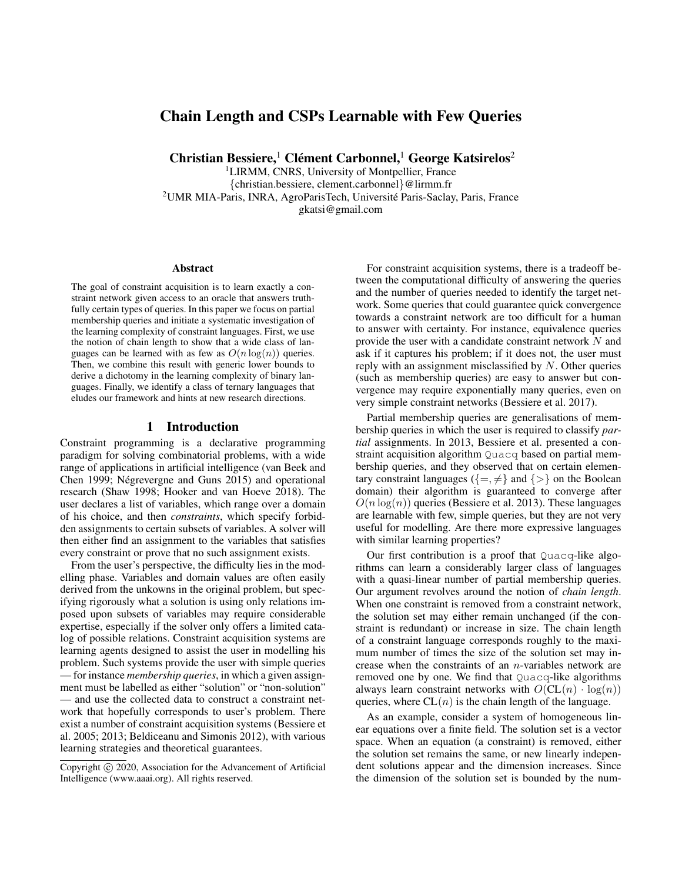# Chain Length and CSPs Learnable with Few Queries

**Christian Bessiere,[1] Clément Carbonnel,[1] George Katsirelos[2]**

[1]LIRMM, CNRS, University of Montpellier, France
{christian.bessiere, clement.carbonnel}@lirmm.fr
[2]UMR MIA-Paris, INRA, AgroParisTech, Université Paris-Saclay, Paris, France
gkatsi@gmail.com

### Abstract

The goal of constraint acquisition is to learn exactly a constraint network given access to an oracle that answers truthfully certain types of queries. In this paper we focus on partial membership queries and initiate a systematic investigation of the learning complexity of constraint languages. First, we use the notion of chain length to show that a wide class of languages can be learned with as few as $O(n \log(n))$ queries. Then, we combine this result with generic lower bounds to derive a dichotomy in the learning complexity of binary languages. Finally, we identify a class of ternary languages that eludes our framework and hints at new research directions.

## 1 Introduction

Constraint programming is a declarative programming paradigm for solving combinatorial problems, with a wide range of applications in artificial intelligence (van Beek and Chen 1999; Négrevergne and Guns 2015) and operational research (Shaw 1998; Hooker and van Hoeve 2018). The user declares a list of variables, which range over a domain of his choice, and then *constraints*, which specify forbidden assignments to certain subsets of variables. A solver will then either find an assignment to the variables that satisfies every constraint or prove that no such assignment exists.

From the user's perspective, the difficulty lies in the modelling phase. Variables and domain values are often easily derived from the unkowns in the original problem, but specifying rigorously what a solution is using only relations imposed upon subsets of variables may require considerable expertise, especially if the solver only offers a limited catalog of possible relations. Constraint acquisition systems are learning agents designed to assist the user in modelling his problem. Such systems provide the user with simple queries — for instance *membership queries*, in which a given assignment must be labelled as either "solution" or "non-solution" — and use the collected data to construct a constraint network that hopefully corresponds to user's problem. There exist a number of constraint acquisition systems (Bessiere et al. 2005; 2013; Beldiceanu and Simonis 2012), with various learning strategies and theoretical guarantees.

Copyright © 2020, Association for the Advancement of Artificial Intelligence (www.aaai.org). All rights reserved.

For constraint acquisition systems, there is a tradeoff between the computational difficulty of answering the queries and the number of queries needed to identify the target network. Some queries that could guarantee quick convergence towards a constraint network are too difficult for a human to answer with certainty. For instance, equivalence queries provide the user with a candidate constraint network $N$ and ask if it captures his problem; if it does not, the user must reply with an assignment misclassified by $N$. Other queries (such as membership queries) are easy to answer but convergence may require exponentially many queries, even on very simple constraint networks (Bessiere et al. 2017).

Partial membership queries are generalisations of membership queries in which the user is required to classify *partial* assignments. In 2013, Bessiere et al. presented a constraint acquisition algorithm `Quacq` based on partial membership queries, and they observed that on certain elementary constraint languages ($\{=, \neq\}$ and $\{>\}$ on the Boolean domain) their algorithm is guaranteed to converge after $O(n \log(n))$ queries (Bessiere et al. 2013). These languages are learnable with few, simple queries, but they are not very useful for modelling. Are there more expressive languages with similar learning properties?

Our first contribution is a proof that `Quacq`-like algorithms can learn a considerably larger class of languages with a quasi-linear number of partial membership queries. Our argument revolves around the notion of *chain length*. When one constraint is removed from a constraint network, the solution set may either remain unchanged (if the constraint is redundant) or increase in size. The chain length of a constraint language corresponds roughly to the maximum number of times the size of the solution set may increase when the constraints of an $n$-variables network are removed one by one. We find that `Quacq`-like algorithms always learn constraint networks with $O(\text{CL}(n) \cdot \log(n))$ queries, where $\text{CL}(n)$ is the chain length of the language.

As an example, consider a system of homogeneous linear equations over a finite field. The solution set is a vector space. When an equation (a constraint) is removed, either the solution set remains the same, or new linearly independent solutions appear and the dimension increases. Since the dimension of the solution set is bounded by the num-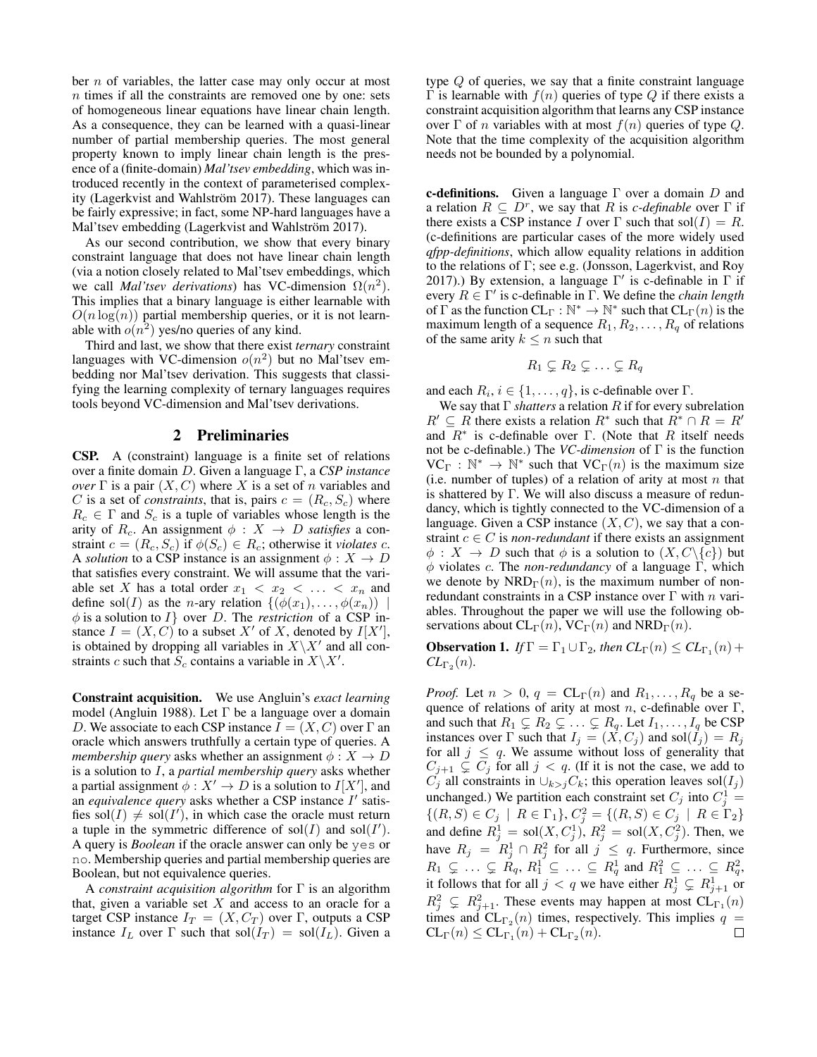ber $n$ of variables, the latter case may only occur at most $n$ times if all the constraints are removed one by one: sets of homogeneous linear equations have linear chain length. As a consequence, they can be learned with a quasi-linear number of partial membership queries. The most general property known to imply linear chain length is the presence of a (finite-domain) *Mal'tsev embedding*, which was introduced recently in the context of parameterised complexity (Lagerkvist and Wahlström 2017). These languages can be fairly expressive; in fact, some NP-hard languages have a Mal'tsev embedding (Lagerkvist and Wahlström 2017).

As our second contribution, we show that every binary constraint language that does not have linear chain length (via a notion closely related to Mal'tsev embeddings, which we call *Mal'tsev derivations*) has VC-dimension $\Omega(n^2)$. This implies that a binary language is either learnable with $O(n \log(n))$ partial membership queries, or it is not learnable with $o(n^2)$ yes/no queries of any kind.

Third and last, we show that there exist *ternary* constraint languages with VC-dimension $o(n^2)$ but no Mal'tsev embedding nor Mal'tsev derivation. This suggests that classifying the learning complexity of ternary languages requires tools beyond VC-dimension and Mal'tsev derivations.

## 2 Preliminaries

**CSP.** A (constraint) language is a finite set of relations over a finite domain $D$. Given a language $\Gamma$, a *CSP instance over* $\Gamma$ is a pair $(X, C)$ where $X$ is a set of $n$ variables and $C$ is a set of *constraints*, that is, pairs $c = (R_c, S_c)$ where $R_c \in \Gamma$ and $S_c$ is a tuple of variables whose length is the arity of $R_c$. An assignment $\phi : X \to D$ *satisfies* a constraint $c = (R_c, S_c)$ if $\phi(S_c) \in R_c$; otherwise it *violates* $c$. A *solution* to a CSP instance is an assignment $\phi : X \to D$ that satisfies every constraint. We will assume that the variable set $X$ has a total order $x_1 < x_2 < \ldots < x_n$ and define sol$(I)$ as the $n$-ary relation $\{(\phi(x_1), \ldots, \phi(x_n)) \mid \phi \text{ is a solution to } I\}$ over $D$. The *restriction* of a CSP instance $I = (X, C)$ to a subset $X'$ of $X$, denoted by $I[X']$, is obtained by dropping all variables in $X \backslash X'$ and all constraints $c$ such that $S_c$ contains a variable in $X \backslash X'$.

**Constraint acquisition.** We use Angluin's *exact learning* model (Angluin 1988). Let $\Gamma$ be a language over a domain $D$. We associate to each CSP instance $I = (X, C)$ over $\Gamma$ an oracle which answers truthfully a certain type of queries. A *membership query* asks whether an assignment $\phi : X \to D$ is a solution to $I$, a *partial membership query* asks whether a partial assignment $\phi : X' \to D$ is a solution to $I[X']$, and an *equivalence query* asks whether a CSP instance $I'$ satisfies $\text{sol}(I) \neq \text{sol}(I')$, in which case the oracle must return a tuple in the symmetric difference of sol$(I)$ and sol$(I')$. A query is *Boolean* if the oracle answer can only be yes or no. Membership queries and partial membership queries are Boolean, but not equivalence queries.

A *constraint acquisition algorithm* for $\Gamma$ is an algorithm that, given a variable set $X$ and access to an oracle for a target CSP instance $I_T = (X, C_T)$ over $\Gamma$, outputs a CSP instance $I_L$ over $\Gamma$ such that $\text{sol}(I_T) = \text{sol}(I_L)$. Given a type $Q$ of queries, we say that a finite constraint language $\Gamma$ is learnable with $f(n)$ queries of type $Q$ if there exists a constraint acquisition algorithm that learns any CSP instance over $\Gamma$ of $n$ variables with at most $f(n)$ queries of type $Q$. Note that the time complexity of the acquisition algorithm needs not be bounded by a polynomial.

**c-definitions.** Given a language $\Gamma$ over a domain $D$ and a relation $R \subseteq D^r$, we say that $R$ is *c-definable* over $\Gamma$ if there exists a CSP instance $I$ over $\Gamma$ such that $\text{sol}(I) = R$. (c-definitions are particular cases of the more widely used *qfpp-definitions*, which allow equality relations in addition to the relations of $\Gamma$; see e.g. (Jonsson, Lagerkvist, and Roy 2017).) By extension, a language $\Gamma'$ is c-definable in $\Gamma$ if every $R \in \Gamma'$ is c-definable in $\Gamma$. We define the *chain length* of $\Gamma$ as the function $\text{CL}_\Gamma : \mathbb{N}^* \to \mathbb{N}^*$ such that $\text{CL}_\Gamma(n)$ is the maximum length of a sequence $R_1, R_2, \ldots, R_q$ of relations of the same arity $k \leq n$ such that

$$R_1 \subsetneq R_2 \subsetneq \ldots \subsetneq R_q$$

and each $R_i$, $i \in \{1, \ldots, q\}$, is c-definable over $\Gamma$.

We say that $\Gamma$ *shatters* a relation $R$ if for every subrelation $R' \subseteq R$ there exists a relation $R^*$ such that $R^* \cap R = R'$ and $R^*$ is c-definable over $\Gamma$. (Note that $R$ itself needs not be c-definable.) The *VC-dimension* of $\Gamma$ is the function $\text{VC}_\Gamma : \mathbb{N}^* \to \mathbb{N}^*$ such that $\text{VC}_\Gamma(n)$ is the maximum size (i.e. number of tuples) of a relation of arity at most $n$ that is shattered by $\Gamma$. We will also discuss a measure of redundancy, which is tightly connected to the VC-dimension of a language. Given a CSP instance $(X, C)$, we say that a constraint $c \in C$ is *non-redundant* if there exists an assignment $\phi : X \to D$ such that $\phi$ is a solution to $(X, C \backslash \{c\})$ but $\phi$ violates $c$. The *non-redundancy* of a language $\Gamma$, which we denote by $\text{NRD}_\Gamma(n)$, is the maximum number of non-redundant constraints in a CSP instance over $\Gamma$ with $n$ variables. Throughout the paper we will use the following observations about $\text{CL}_\Gamma(n)$, $\text{VC}_\Gamma(n)$ and $\text{NRD}_\Gamma(n)$.

**Observation 1.** *If $\Gamma = \Gamma_1 \cup \Gamma_2$, then $CL_\Gamma(n) \leq CL_{\Gamma_1}(n) + CL_{\Gamma_2}(n)$.*

*Proof.* Let $n > 0$, $q = \text{CL}_\Gamma(n)$ and $R_1, \ldots, R_q$ be a sequence of relations of arity at most $n$, c-definable over $\Gamma$, and such that $R_1 \subsetneq R_2 \subsetneq \ldots \subsetneq R_q$. Let $I_1, \ldots, I_q$ be CSP instances over $\Gamma$ such that $I_j = (X, C_j)$ and $\text{sol}(I_j) = R_j$ for all $j \leq q$. We assume without loss of generality that $C_{j+1} \subsetneq C_j$ for all $j < q$. (If it is not the case, we add to $C_j$ all constraints in $\cup_{k > j} C_k$; this operation leaves sol$(I_j)$ unchanged.) We partition each constraint set $C_j$ into $C_j^1 = \{(R, S) \in C_j \mid R \in \Gamma_1\}$, $C_j^2 = \{(R, S) \in C_j \mid R \in \Gamma_2\}$ and define $R_j^1 = \text{sol}(X, C_j^1)$, $R_j^2 = \text{sol}(X, C_j^2)$. Then, we have $R_j = R_j^1 \cap R_j^2$ for all $j \leq q$. Furthermore, since $R_1 \subsetneq \ldots \subsetneq R_q$, $R_1^1 \subseteq \ldots \subseteq R_q^1$ and $R_1^2 \subseteq \ldots \subseteq R_q^2$, it follows that for all $j < q$ we have either $R_j^1 \subsetneq R_{j+1}^1$ or $R_j^2 \subsetneq R_{j+1}^2$. These events may happen at most $\text{CL}_{\Gamma_1}(n)$ times and $\text{CL}_{\Gamma_2}(n)$ times, respectively. This implies $q = \text{CL}_\Gamma(n) \leq \text{CL}_{\Gamma_1}(n) + \text{CL}_{\Gamma_2}(n)$. $\square$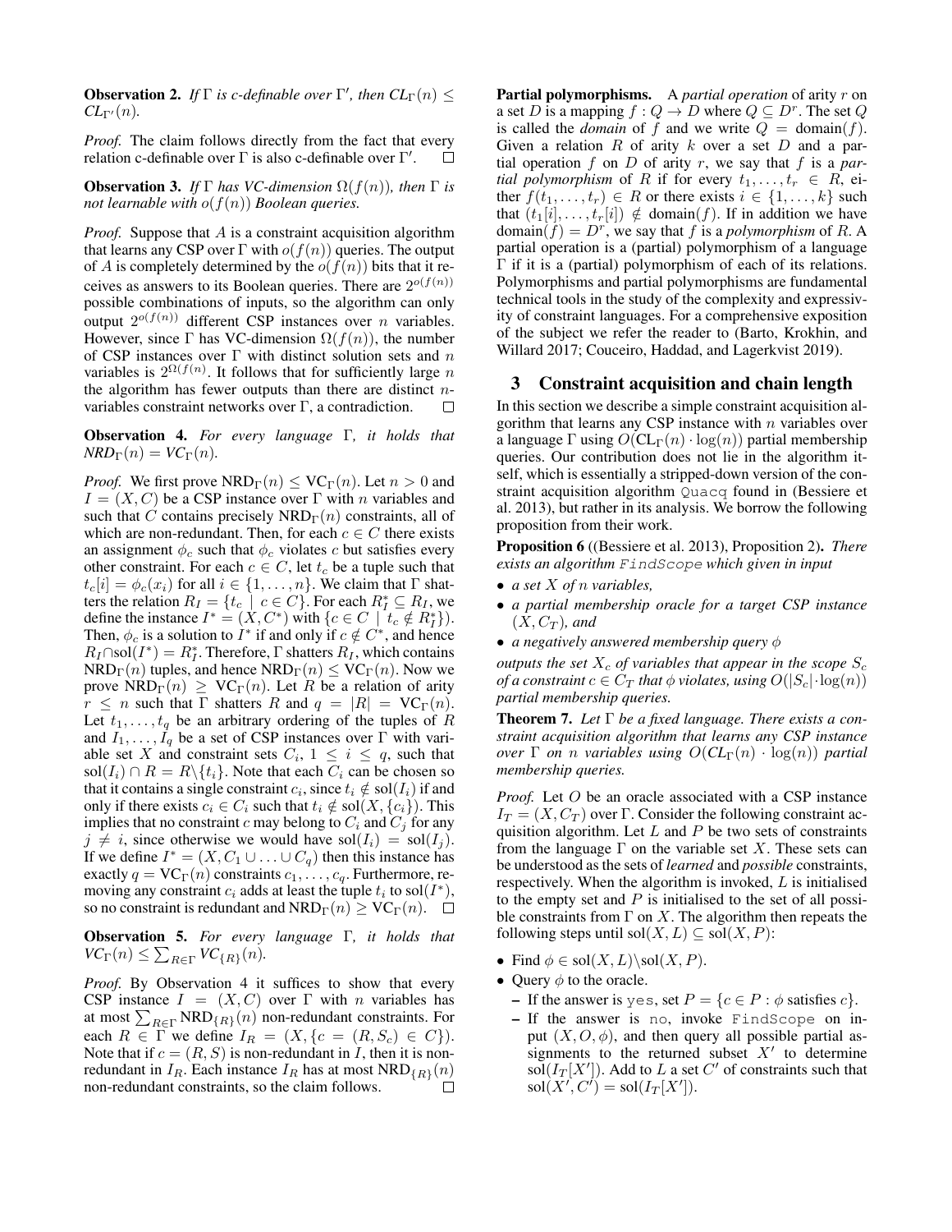**Observation 2.** *If $\Gamma$ is c-definable over $\Gamma'$, then $CL_{\Gamma}(n) \leq CL_{\Gamma'}(n)$.*

*Proof.* The claim follows directly from the fact that every relation c-definable over $\Gamma$ is also c-definable over $\Gamma'$. □

**Observation 3.** *If $\Gamma$ has VC-dimension $\Omega(f(n))$, then $\Gamma$ is not learnable with $o(f(n))$ Boolean queries.*

*Proof.* Suppose that $A$ is a constraint acquisition algorithm that learns any CSP over $\Gamma$ with $o(f(n))$ queries. The output of $A$ is completely determined by the $o(f(n))$ bits that it receives as answers to its Boolean queries. There are $2^{o(f(n))}$ possible combinations of inputs, so the algorithm can only output $2^{o(f(n))}$ different CSP instances over $n$ variables. However, since $\Gamma$ has VC-dimension $\Omega(f(n))$, the number of CSP instances over $\Gamma$ with distinct solution sets and $n$ variables is $2^{\Omega(f(n))}$. It follows that for sufficiently large $n$ the algorithm has fewer outputs than there are distinct $n$-variables constraint networks over $\Gamma$, a contradiction. □

**Observation 4.** *For every language $\Gamma$, it holds that $NRD_{\Gamma}(n) = VC_{\Gamma}(n)$.*

*Proof.* We first prove $\text{NRD}_{\Gamma}(n) \leq \text{VC}_{\Gamma}(n)$. Let $n > 0$ and $I = (X, C)$ be a CSP instance over $\Gamma$ with $n$ variables and such that $C$ contains precisely $\text{NRD}_{\Gamma}(n)$ constraints, all of which are non-redundant. Then, for each $c \in C$ there exists an assignment $\phi_c$ such that $\phi_c$ violates $c$ but satisfies every other constraint. For each $c \in C$, let $t_c$ be a tuple such that $t_c[i] = \phi_c(x_i)$ for all $i \in \{1, \ldots, n\}$. We claim that $\Gamma$ shatters the relation $R_I = \{t_c \mid c \in C\}$. For each $R_I^* \subseteq R_I$, we define the instance $I^* = (X, C^*)$ with $\{c \in C \mid t_c \notin R_I^*\}$). Then, $\phi_c$ is a solution to $I^*$ if and only if $c \notin C^*$, and hence $R_I \cap \text{sol}(I^*) = R_I^*$. Therefore, $\Gamma$ shatters $R_I$, which contains $\text{NRD}_{\Gamma}(n)$ tuples, and hence $\text{NRD}_{\Gamma}(n) \leq \text{VC}_{\Gamma}(n)$. Now we prove $\text{NRD}_{\Gamma}(n) \geq \text{VC}_{\Gamma}(n)$. Let $R$ be a relation of arity $r \leq n$ such that $\Gamma$ shatters $R$ and $q = |R| = \text{VC}_{\Gamma}(n)$. Let $t_1, \ldots, t_q$ be an arbitrary ordering of the tuples of $R$ and $I_1, \ldots, I_q$ be a set of CSP instances over $\Gamma$ with variable set $X$ and constraint sets $C_i$, $1 \leq i \leq q$, such that $\text{sol}(I_i) \cap R = R \backslash \{t_i\}$. Note that each $C_i$ can be chosen so that it contains a single constraint $c_i$, since $t_i \notin \text{sol}(I_i)$ if and only if there exists $c_i \in C_i$ such that $t_i \notin \text{sol}(X, \{c_i\})$. This implies that no constraint $c$ may belong to $C_i$ and $C_j$ for any $j \neq i$, since otherwise we would have $\text{sol}(I_i) = \text{sol}(I_j)$. If we define $I^* = (X, C_1 \cup \ldots \cup C_q)$ then this instance has exactly $q = \text{VC}_{\Gamma}(n)$ constraints $c_1, \ldots, c_q$. Furthermore, removing any constraint $c_i$ adds at least the tuple $t_i$ to $\text{sol}(I^*)$, so no constraint is redundant and $\text{NRD}_{\Gamma}(n) \geq \text{VC}_{\Gamma}(n)$. □

**Observation 5.** *For every language $\Gamma$, it holds that $VC_{\Gamma}(n) \leq \sum_{R \in \Gamma} VC_{\{R\}}(n)$.*

*Proof.* By Observation 4 it suffices to show that every CSP instance $I = (X, C)$ over $\Gamma$ with $n$ variables has at most $\sum_{R \in \Gamma} \text{NRD}_{\{R\}}(n)$ non-redundant constraints. For each $R \in \Gamma$ we define $I_R = (X, \{c = (R, S_c) \in C\})$. Note that if $c = (R, S)$ is non-redundant in $I$, then it is non-redundant in $I_R$. Each instance $I_R$ has at most $\text{NRD}_{\{R\}}(n)$ non-redundant constraints, so the claim follows. □

**Partial polymorphisms.** A *partial operation* of arity $r$ on a set $D$ is a mapping $f : Q \to D$ where $Q \subseteq D^r$. The set $Q$ is called the *domain* of $f$ and we write $Q = \text{domain}(f)$. Given a relation $R$ of arity $k$ over a set $D$ and a partial operation $f$ on $D$ of arity $r$, we say that $f$ is a *partial polymorphism* of $R$ if for every $t_1, \ldots, t_r \in R$, either $f(t_1, \ldots, t_r) \in R$ or there exists $i \in \{1, \ldots, k\}$ such that $(t_1[i], \ldots, t_r[i]) \notin \text{domain}(f)$. If in addition we have $\text{domain}(f) = D^r$, we say that $f$ is a *polymorphism* of $R$. A partial operation is a (partial) polymorphism of a language $\Gamma$ if it is a (partial) polymorphism of each of its relations. Polymorphisms and partial polymorphisms are fundamental technical tools in the study of the complexity and expressivity of constraint languages. For a comprehensive exposition of the subject we refer the reader to (Barto, Krokhin, and Willard 2017; Couceiro, Haddad, and Lagerkvist 2019).

## 3 Constraint acquisition and chain length

In this section we describe a simple constraint acquisition algorithm that learns any CSP instance with $n$ variables over a language $\Gamma$ using $O(\text{CL}_{\Gamma}(n) \cdot \log(n))$ partial membership queries. Our contribution does not lie in the algorithm itself, which is essentially a stripped-down version of the constraint acquisition algorithm `Quacq` found in (Bessiere et al. 2013), but rather in its analysis. We borrow the following proposition from their work.

**Proposition 6** ((Bessiere et al. 2013), Proposition 2)**.** *There exists an algorithm `FindScope` which given in input*

- *a set $X$ of $n$ variables,*
- *a partial membership oracle for a target CSP instance $(X, C_T)$, and*
- *a negatively answered membership query $\phi$*

*outputs the set $X_c$ of variables that appear in the scope $S_c$ of a constraint $c \in C_T$ that $\phi$ violates, using $O(|S_c| \cdot \log(n))$ partial membership queries.*

**Theorem 7.** *Let $\Gamma$ be a fixed language. There exists a constraint acquisition algorithm that learns any CSP instance over $\Gamma$ on $n$ variables using $O(CL_{\Gamma}(n) \cdot \log(n))$ partial membership queries.*

*Proof.* Let $O$ be an oracle associated with a CSP instance $I_T = (X, C_T)$ over $\Gamma$. Consider the following constraint acquisition algorithm. Let $L$ and $P$ be two sets of constraints from the language $\Gamma$ on the variable set $X$. These sets can be understood as the sets of *learned* and *possible* constraints, respectively. When the algorithm is invoked, $L$ is initialised to the empty set and $P$ is initialised to the set of all possible constraints from $\Gamma$ on $X$. The algorithm then repeats the following steps until $\text{sol}(X, L) \subseteq \text{sol}(X, P)$:

- Find $\phi \in \text{sol}(X, L) \backslash \text{sol}(X, P)$.
- Query $\phi$ to the oracle.
  - If the answer is `yes`, set $P = \{c \in P : \phi \text{ satisfies } c\}$.
  - If the answer is `no`, invoke `FindScope` on input $(X, O, \phi)$, and then query all possible partial assignments to the returned subset $X'$ to determine $\text{sol}(I_T[X'])$. Add to $L$ a set $C'$ of constraints such that $\text{sol}(X', C') = \text{sol}(I_T[X'])$.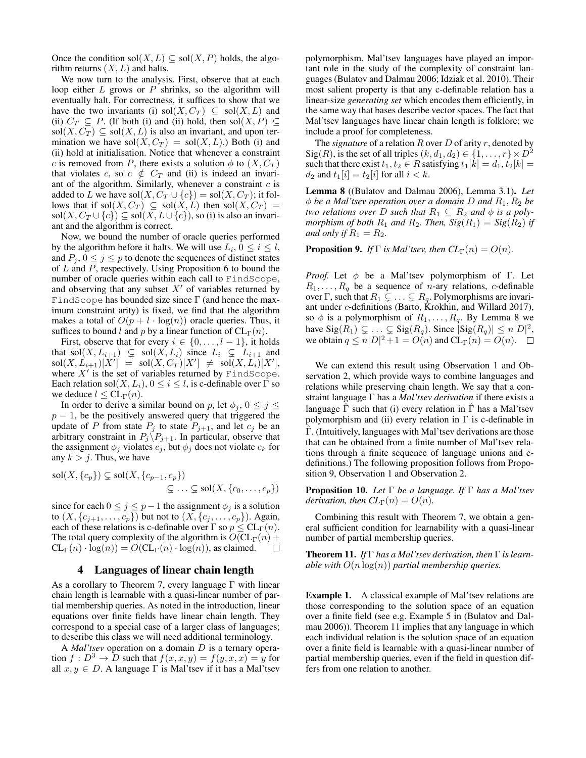Once the condition $\text{sol}(X, L) \subseteq \text{sol}(X, P)$ holds, the algorithm returns $(X, L)$ and halts.

We now turn to the analysis. First, observe that at each loop either $L$ grows or $P$ shrinks, so the algorithm will eventually halt. For correctness, it suffices to show that we have the two invariants (i) $\text{sol}(X, C_T) \subseteq \text{sol}(X, L)$ and (ii) $C_T \subseteq P$. (If both (i) and (ii) hold, then $\text{sol}(X, P) \subseteq \text{sol}(X, C_T) \subseteq \text{sol}(X, L)$ and upon termination we have $\text{sol}(X, C_T) = \text{sol}(X, L)$.) Both (i) and (ii) hold at initialisation. Notice that whenever a constraint $c$ is removed from $P$, there exists a solution $\phi$ to $(X, C_T)$ that violates $c$, so $c \notin C_T$ and (ii) is indeed an invariant of the algorithm. Similarly, whenever a constraint $c$ is added to $L$ we have $\text{sol}(X, C_T \cup \{c\}) = \text{sol}(X, C_T)$; it follows that if $\text{sol}(X, C_T) \subseteq \text{sol}(X, L)$ then $\text{sol}(X, C_T) = \text{sol}(X, C_T \cup \{c\}) \subseteq \text{sol}(X, L \cup \{c\})$, so (i) is also an invariant and the algorithm is correct.

Now, we bound the number of oracle queries performed by the algorithm before it halts. We will use $L_i$, $0 \leq i \leq l$, and $P_j$, $0 \leq j \leq p$ to denote the sequences of distinct states of $L$ and $P$, respectively. Using Proposition 6 to bound the number of oracle queries within each call to `FindScope`, and observing that any subset $X'$ of variables returned by `FindScope` has bounded size since $\Gamma$ (and hence the maximum constraint arity) is fixed, we find that the algorithm makes a total of $O(p + l \cdot \log(n))$ oracle queries. Thus, it suffices to bound $l$ and $p$ by a linear function of $\text{CL}_\Gamma(n)$.

First, observe that for every $i \in \{0, \dots, l-1\}$, it holds that $\text{sol}(X, L_{i+1}) \subsetneq \text{sol}(X, L_i)$ since $L_i \subsetneq L_{i+1}$ and $\text{sol}(X, L_{i+1})[X'] = \text{sol}(X, C_T)[X'] \neq \text{sol}(X, L_i)[X']$, where $X'$ is the set of variables returned by `FindScope`. Each relation $\text{sol}(X, L_i)$, $0 \leq i \leq l$, is c-definable over $\Gamma$ so we deduce $l \leq \text{CL}_\Gamma(n)$.

In order to derive a similar bound on $p$, let $\phi_j$, $0 \leq j \leq p-1$, be the positively answered query that triggered the update of $P$ from state $P_j$ to state $P_{j+1}$, and let $c_j$ be an arbitrary constraint in $P_j \backslash P_{j+1}$. In particular, observe that the assignment $\phi_j$ violates $c_j$, but $\phi_j$ does not violate $c_k$ for any $k > j$. Thus, we have

$$\text{sol}(X, \{c_p\}) \subsetneq \text{sol}(X, \{c_{p-1}, c_p\}) \subsetneq \dots \subsetneq \text{sol}(X, \{c_0, \dots, c_p\})$$

since for each $0 \leq j \leq p-1$ the assignment $\phi_j$ is a solution to $(X, \{c_{j+1}, \dots, c_p\})$ but not to $(X, \{c_j, \dots, c_p\})$. Again, each of these relations is c-definable over $\Gamma$ so $p \leq \text{CL}_\Gamma(n)$. The total query complexity of the algorithm is $O(\text{CL}_\Gamma(n) + \text{CL}_\Gamma(n) \cdot \log(n)) = O(\text{CL}_\Gamma(n) \cdot \log(n))$, as claimed. $\square$

## 4 Languages of linear chain length

As a corollary to Theorem 7, every language $\Gamma$ with linear chain length is learnable with a quasi-linear number of partial membership queries. As noted in the introduction, linear equations over finite fields have linear chain length. They correspond to a special case of a larger class of languages; to describe this class we will need additional terminology.

A *Mal'tsev* operation on a domain $D$ is a ternary operation $f : D^3 \to D$ such that $f(x, x, y) = f(y, x, x) = y$ for all $x, y \in D$. A language $\Gamma$ is Mal'tsev if it has a Mal'tsev polymorphism. Mal'tsev languages have played an important role in the study of the complexity of constraint languages (Bulatov and Dalmau 2006; Idziak et al. 2010). Their most salient property is that any c-definable relation has a linear-size *generating set* which encodes them efficiently, in the same way that bases describe vector spaces. The fact that Mal'tsev languages have linear chain length is folklore; we include a proof for completeness.

The *signature* of a relation $R$ over $D$ of arity $r$, denoted by $\text{Sig}(R)$, is the set of all triples $(k, d_1, d_2) \in \{1, \dots, r\} \times D^2$ such that there exist $t_1, t_2 \in R$ satisfying $t_1[k] = d_1, t_2[k] = d_2$ and $t_1[i] = t_2[i]$ for all $i < k$.

**Lemma 8** ((Bulatov and Dalmau 2006), Lemma 3.1)**.** *Let $\phi$ be a Mal'tsev operation over a domain $D$ and $R_1, R_2$ be two relations over $D$ such that $R_1 \subseteq R_2$ and $\phi$ is a polymorphism of both $R_1$ and $R_2$. Then, $\text{Sig}(R_1) = \text{Sig}(R_2)$ if and only if $R_1 = R_2$.*

**Proposition 9.** *If $\Gamma$ is Mal'tsev, then $\text{CL}_\Gamma(n) = O(n)$.*

*Proof.* Let $\phi$ be a Mal'tsev polymorphism of $\Gamma$. Let $R_1, \dots, R_q$ be a sequence of $n$-ary relations, $c$-definable over $\Gamma$, such that $R_1 \subsetneq \dots \subsetneq R_q$. Polymorphisms are invariant under $c$-definitions (Barto, Krokhin, and Willard 2017), so $\phi$ is a polymorphism of $R_1, \dots, R_q$. By Lemma 8 we have $\text{Sig}(R_1) \subsetneq \dots \subsetneq \text{Sig}(R_q)$. Since $|\text{Sig}(R_q)| \leq n|D|^2$, we obtain $q \leq n|D|^2 + 1 = O(n)$ and $\text{CL}_\Gamma(n) = O(n)$. $\square$

We can extend this result using Observation 1 and Observation 2, which provide ways to combine languages and relations while preserving chain length. We say that a constraint language $\Gamma$ has a *Mal'tsev derivation* if there exists a language $\hat{\Gamma}$ such that (i) every relation in $\hat{\Gamma}$ has a Mal'tsev polymorphism and (ii) every relation in $\Gamma$ is c-definable in $\hat{\Gamma}$. (Intuitively, languages with Mal'tsev derivations are those that can be obtained from a finite number of Mal'tsev relations through a finite sequence of language unions and c-definitions.) The following proposition follows from Proposition 9, Observation 1 and Observation 2.

**Proposition 10.** *Let $\Gamma$ be a language. If $\Gamma$ has a Mal'tsev derivation, then $\text{CL}_\Gamma(n) = O(n)$.*

Combining this result with Theorem 7, we obtain a general sufficient condition for learnability with a quasi-linear number of partial membership queries.

**Theorem 11.** *If $\Gamma$ has a Mal'tsev derivation, then $\Gamma$ is learnable with $O(n \log(n))$ partial membership queries.*

**Example 1.** A classical example of Mal'tsev relations are those corresponding to the solution space of an equation over a finite field (see e.g. Example 5 in (Bulatov and Dalmau 2006)). Theorem 11 implies that any language in which each individual relation is the solution space of an equation over a finite field is learnable with a quasi-linear number of partial membership queries, even if the field in question differs from one relation to another.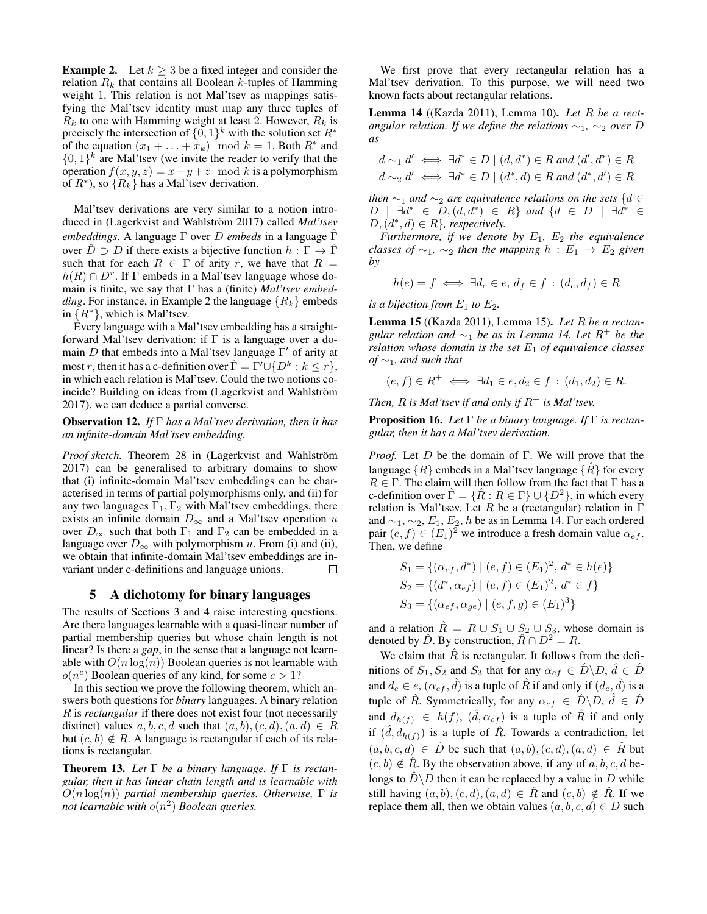**Example 2.** Let $k \geq 3$ be a fixed integer and consider the relation $R_k$ that contains all Boolean $k$-tuples of Hamming weight 1. This relation is not Mal'tsev as mappings satisfying the Mal'tsev identity must map any three tuples of $R_k$ to one with Hamming weight at least 2. However, $R_k$ is precisely the intersection of $\{0,1\}^k$ with the solution set $R^*$ of the equation $(x_1 + \ldots + x_k) \mod k = 1$. Both $R^*$ and $\{0,1\}^k$ are Mal'tsev (we invite the reader to verify that the operation $f(x, y, z) = x - y + z \mod k$ is a polymorphism of $R^*$), so $\{R_k\}$ has a Mal'tsev derivation.

Mal'tsev derivations are very similar to a notion introduced in (Lagerkvist and Wahlström 2017) called *Mal'tsev embeddings*. A language $\Gamma$ over $D$ *embeds* in a language $\hat{\Gamma}$ over $\hat{D} \supset D$ if there exists a bijective function $h : \Gamma \to \hat{\Gamma}$ such that for each $R \in \Gamma$ of arity $r$, we have that $R = h(R) \cap D^r$. If $\Gamma$ embeds in a Mal'tsev language whose domain is finite, we say that $\Gamma$ has a (finite) *Mal'tsev embedding*. For instance, in Example 2 the language $\{R_k\}$ embeds in $\{R^*\}$, which is Mal'tsev.

Every language with a Mal'tsev embedding has a straightforward Mal'tsev derivation: if $\Gamma$ is a language over a domain $D$ that embeds into a Mal'tsev language $\Gamma'$ of arity at most $r$, then it has a c-definition over $\hat{\Gamma} = \Gamma' \cup \{D^k : k \leq r\}$, in which each relation is Mal'tsev. Could the two notions coincide? Building on ideas from (Lagerkvist and Wahlström 2017), we can deduce a partial converse.

**Observation 12.** *If $\Gamma$ has a Mal'tsev derivation, then it has an infinite-domain Mal'tsev embedding.*

*Proof sketch.* Theorem 28 in (Lagerkvist and Wahlström 2017) can be generalised to arbitrary domains to show that (i) infinite-domain Mal'tsev embeddings can be characterised in terms of partial polymorphisms only, and (ii) for any two languages $\Gamma_1, \Gamma_2$ with Mal'tsev embeddings, there exists an infinite domain $D_\infty$ and a Mal'tsev operation $u$ over $D_\infty$ such that both $\Gamma_1$ and $\Gamma_2$ can be embedded in a language over $D_\infty$ with polymorphism $u$. From (i) and (ii), we obtain that infinite-domain Mal'tsev embeddings are invariant under c-definitions and language unions. $\square$

## 5 A dichotomy for binary languages

The results of Sections 3 and 4 raise interesting questions. Are there languages learnable with a quasi-linear number of partial membership queries but whose chain length is not linear? Is there a *gap*, in the sense that a language not learnable with $O(n \log(n))$ Boolean queries is not learnable with $o(n^c)$ Boolean queries of any kind, for some $c > 1$?

In this section we prove the following theorem, which answers both questions for *binary* languages. A binary relation $R$ is *rectangular* if there does not exist four (not necessarily distinct) values $a, b, c, d$ such that $(a, b), (c, d), (a, d) \in R$ but $(c, b) \notin R$. A language is rectangular if each of its relations is rectangular.

**Theorem 13.** *Let $\Gamma$ be a binary language. If $\Gamma$ is rectangular, then it has linear chain length and is learnable with $O(n \log(n))$ partial membership queries. Otherwise, $\Gamma$ is not learnable with $o(n^2)$ Boolean queries.*

We first prove that every rectangular relation has a Mal'tsev derivation. To this purpose, we will need two known facts about rectangular relations.

**Lemma 14** ((Kazda 2011), Lemma 10)**.** *Let $R$ be a rectangular relation. If we define the relations $\sim_1$, $\sim_2$ over $D$ as*

$$d \sim_1 d' \iff \exists d^* \in D \mid (d, d^*) \in R \text{ and } (d', d^*) \in R$$
$$d \sim_2 d' \iff \exists d^* \in D \mid (d^*, d) \in R \text{ and } (d^*, d') \in R$$

*then $\sim_1$ and $\sim_2$ are equivalence relations on the sets $\{d \in D \mid \exists d^* \in D, (d, d^*) \in R\}$ and $\{d \in D \mid \exists d^* \in D, (d^*, d) \in R\}$, respectively.*

*Furthermore, if we denote by $E_1$, $E_2$ the equivalence classes of $\sim_1$, $\sim_2$ then the mapping $h : E_1 \to E_2$ given by*

$$h(e) = f \iff \exists d_e \in e, d_f \in f : (d_e, d_f) \in R$$

*is a bijection from $E_1$ to $E_2$.*

**Lemma 15** ((Kazda 2011), Lemma 15)**.** *Let $R$ be a rectangular relation and $\sim_1$ be as in Lemma 14. Let $R^+$ be the relation whose domain is the set $E_1$ of equivalence classes of $\sim_1$, and such that*

$$(e, f) \in R^+ \iff \exists d_1 \in e, d_2 \in f : (d_1, d_2) \in R.$$

*Then, $R$ is Mal'tsev if and only if $R^+$ is Mal'tsev.*

**Proposition 16.** *Let $\Gamma$ be a binary language. If $\Gamma$ is rectangular, then it has a Mal'tsev derivation.*

*Proof.* Let $D$ be the domain of $\Gamma$. We will prove that the language $\{R\}$ embeds in a Mal'tsev language $\{\hat{R}\}$ for every $R \in \Gamma$. The claim will then follow from the fact that $\Gamma$ has a c-definition over $\hat{\Gamma} = \{\hat{R} : R \in \Gamma\} \cup \{D^2\}$, in which every relation is Mal'tsev. Let $R$ be a (rectangular) relation in $\Gamma$ and $\sim_1, \sim_2, E_1, E_2, h$ be as in Lemma 14. For each ordered pair $(e, f) \in (E_1)^2$ we introduce a fresh domain value $\alpha_{ef}$. Then, we define

$$S_1 = \{(\alpha_{ef}, d^*) \mid (e, f) \in (E_1)^2,\ d^* \in h(e)\}$$
$$S_2 = \{(d^*, \alpha_{ef}) \mid (e, f) \in (E_1)^2,\ d^* \in f\}$$
$$S_3 = \{(\alpha_{ef}, \alpha_{ge}) \mid (e, f, g) \in (E_1)^3\}$$

and a relation $\hat{R} = R \cup S_1 \cup S_2 \cup S_3$, whose domain is denoted by $\hat{D}$. By construction, $\hat{R} \cap D^2 = R$.

We claim that $\hat{R}$ is rectangular. It follows from the definitions of $S_1, S_2$ and $S_3$ that for any $\alpha_{ef} \in \hat{D} \backslash D$, $\hat{d} \in \hat{D}$ and $d_e \in e$, $(\alpha_{ef}, \hat{d})$ is a tuple of $\hat{R}$ if and only if $(d_e, \hat{d})$ is a tuple of $\hat{R}$. Symmetrically, for any $\alpha_{ef} \in \hat{D} \backslash D$, $\hat{d} \in \hat{D}$ and $d_{h(f)} \in h(f)$, $(\hat{d}, \alpha_{ef})$ is a tuple of $\hat{R}$ if and only if $(\hat{d}, d_{h(f)})$ is a tuple of $\hat{R}$. Towards a contradiction, let $(a, b, c, d) \in \hat{D}$ be such that $(a, b), (c, d), (a, d) \in \hat{R}$ but $(c, b) \notin \hat{R}$. By the observation above, if any of $a, b, c, d$ belongs to $\hat{D} \backslash D$ then it can be replaced by a value in $D$ while still having $(a, b), (c, d), (a, d) \in \hat{R}$ and $(c, b) \notin \hat{R}$. If we replace them all, then we obtain values $(a, b, c, d) \in D$ such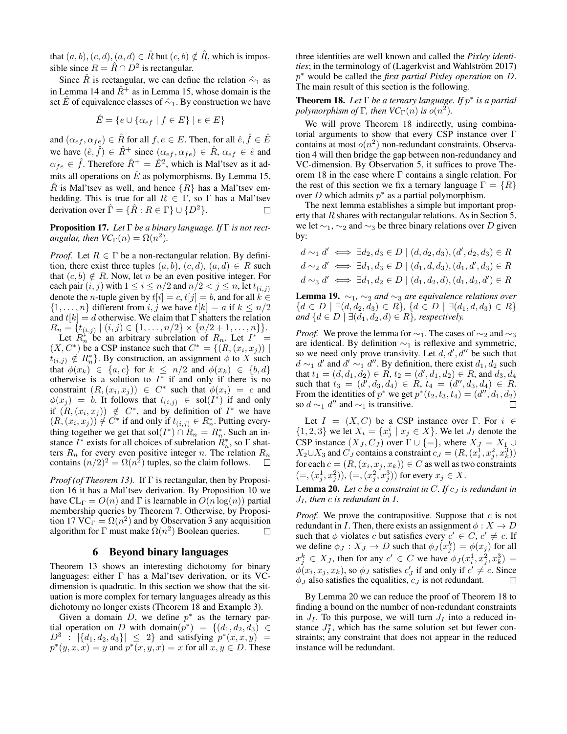that $(a,b),(c,d),(a,d) \in \hat{R}$ but $(c,b) \notin \hat{R}$, which is impossible since $R = \hat{R} \cap D^2$ is rectangular.

Since $\hat{R}$ is rectangular, we can define the relation $\hat{\sim}_1$ as in Lemma 14 and $\hat{R}^+$ as in Lemma 15, whose domain is the set $\hat{E}$ of equivalence classes of $\hat{\sim}_1$. By construction we have

$$\hat{E} = \{e \cup \{\alpha_{ef} \mid f \in E\} \mid e \in E\}$$

and $(\alpha_{ef}, \alpha_{fe}) \in \hat{R}$ for all $f, e \in E$. Then, for all $\hat{e}, \hat{f} \in \hat{E}$ we have $(\hat{e}, \hat{f}) \in \hat{R}^+$ since $(\alpha_{ef}, \alpha_{fe}) \in \hat{R}$, $\alpha_{ef} \in \hat{e}$ and $\alpha_{fe} \in \hat{f}$. Therefore $\hat{R}^+ = \hat{E}^2$, which is Mal'tsev as it admits all operations on $\hat{E}$ as polymorphisms. By Lemma 15, $\hat{R}$ is Mal'tsev as well, and hence $\{R\}$ has a Mal'tsev embedding. This is true for all $R \in \Gamma$, so $\Gamma$ has a Mal'tsev derivation over $\hat{\Gamma} = \{\hat{R} : R \in \Gamma\} \cup \{D^2\}$. ☐

**Proposition 17.** *Let $\Gamma$ be a binary language. If $\Gamma$ is not rectangular, then $VC_\Gamma(n) = \Omega(n^2)$.*

*Proof.* Let $R \in \Gamma$ be a non-rectangular relation. By definition, there exist three tuples $(a,b)$, $(c,d)$, $(a,d) \in R$ such that $(c,b) \notin R$. Now, let $n$ be an even positive integer. For each pair $(i,j)$ with $1 \leq i \leq n/2$ and $n/2 < j \leq n$, let $t_{(i,j)}$ denote the $n$-tuple given by $t[i] = c, t[j] = b$, and for all $k \in \{1,\ldots,n\}$ different from $i,j$ we have $t[k] = a$ if $k \leq n/2$ and $t[k] = d$ otherwise. We claim that $\Gamma$ shatters the relation $R_n = \{t_{(i,j)} \mid (i,j) \in \{1,\ldots,n/2\} \times \{n/2+1,\ldots,n\}\}$.

Let $R_n^*$ be an arbitrary subrelation of $R_n$. Let $I^* = (X, C^*)$ be a CSP instance such that $C^* = \{(R,(x_i,x_j)) \mid t_{(i,j)} \notin R_n^*\}$. By construction, an assignment $\phi$ to $X$ such that $\phi(x_k) \in \{a,c\}$ for $k \leq n/2$ and $\phi(x_k) \in \{b,d\}$ otherwise is a solution to $I^*$ if and only if there is no constraint $(R,(x_i,x_j)) \in C^*$ such that $\phi(x_i) = c$ and $\phi(x_j) = b$. It follows that $t_{(i,j)} \in \text{sol}(I^*)$ if and only if $(R,(x_i,x_j)) \notin C^*$, and by definition of $I^*$ we have $(R,(x_i,x_j)) \notin C^*$ if and only if $t_{(i,j)} \in R_n^*$. Putting everything together we get that $\text{sol}(I^*) \cap R_n = R_n^*$. Such an instance $I^*$ exists for all choices of subrelation $R_n^*$, so $\Gamma$ shatters $R_n$ for every even positive integer $n$. The relation $R_n$ contains $(n/2)^2 = \Omega(n^2)$ tuples, so the claim follows. ☐

*Proof (of Theorem 13).* If $\Gamma$ is rectangular, then by Proposition 16 it has a Mal'tsev derivation. By Proposition 10 we have $\text{CL}_\Gamma = O(n)$ and $\Gamma$ is learnable in $O(n\log(n))$ partial membership queries by Theorem 7. Otherwise, by Proposition 17 $\text{VC}_\Gamma = \Omega(n^2)$ and by Observation 3 any acquisition algorithm for $\Gamma$ must make $\Omega(n^2)$ Boolean queries. ☐

## 6 Beyond binary languages

Theorem 13 shows an interesting dichotomy for binary languages: either $\Gamma$ has a Mal'tsev derivation, or its VC-dimension is quadratic. In this section we show that the situation is more complex for ternary languages already as this dichotomy no longer exists (Theorem 18 and Example 3).

Given a domain $D$, we define $p^*$ as the ternary partial operation on $D$ with $\text{domain}(p^*) = \{(d_1,d_2,d_3) \in D^3 : |\{d_1,d_2,d_3\}| \leq 2\}$ and satisfying $p^*(x,x,y) = p^*(y,x,x) = y$ and $p^*(x,y,x) = x$ for all $x,y \in D$. These three identities are well known and called the *Pixley identities*; in the terminology of (Lagerkvist and Wahlström 2017) $p^*$ would be called the *first partial Pixley operation* on $D$. The main result of this section is the following.

**Theorem 18.** *Let $\Gamma$ be a ternary language. If $p^*$ is a partial polymorphism of $\Gamma$, then $VC_\Gamma(n)$ is $o(n^2)$.*

We will prove Theorem 18 indirectly, using combinatorial arguments to show that every CSP instance over $\Gamma$ contains at most $o(n^2)$ non-redundant constraints. Observation 4 will then bridge the gap between non-redundancy and VC-dimension. By Observation 5, it suffices to prove Theorem 18 in the case where $\Gamma$ contains a single relation. For the rest of this section we fix a ternary language $\Gamma = \{R\}$ over $D$ which admits $p^*$ as a partial polymorphism.

The next lemma establishes a simple but important property that $R$ shares with rectangular relations. As in Section 5, we let $\sim_1$, $\sim_2$ and $\sim_3$ be three binary relations over $D$ given by:

$$d \sim_1 d' \iff \exists d_2, d_3 \in D \mid (d,d_2,d_3),(d',d_2,d_3) \in R$$
$$d \sim_2 d' \iff \exists d_1, d_3 \in D \mid (d_1,d,d_3),(d_1,d',d_3) \in R$$
$$d \sim_3 d' \iff \exists d_1, d_2 \in D \mid (d_1,d_2,d),(d_1,d_2,d') \in R$$

**Lemma 19.** *$\sim_1$, $\sim_2$ and $\sim_3$ are equivalence relations over $\{d \in D \mid \exists(d,d_2,d_3) \in R\}$, $\{d \in D \mid \exists(d_1,d,d_3) \in R\}$ and $\{d \in D \mid \exists(d_1,d_2,d) \in R\}$, respectively.*

*Proof.* We prove the lemma for $\sim_1$. The cases of $\sim_2$ and $\sim_3$ are identical. By definition $\sim_1$ is reflexive and symmetric, so we need only prove transivity. Let $d,d',d''$ be such that $d \sim_1 d'$ and $d' \sim_1 d''$. By definition, there exist $d_1,d_2$ such that $t_1 = (d,d_1,d_2) \in R$, $t_2 = (d',d_1,d_2) \in R$, and $d_3,d_4$ such that $t_3 = (d',d_3,d_4) \in R$, $t_4 = (d'',d_3,d_4) \in R$. From the identities of $p^*$ we get $p^*(t_2,t_3,t_4) = (d'',d_1,d_2)$ so $d \sim_1 d''$ and $\sim_1$ is transitive. ☐

Let $I = (X,C)$ be a CSP instance over $\Gamma$. For $i \in \{1,2,3\}$ we let $X_i = \{x_j^i \mid x_j \in X\}$. We let $J_I$ denote the CSP instance $(X_J, C_J)$ over $\Gamma \cup \{=\}$, where $X_J = X_1 \cup X_2 \cup X_3$ and $C_J$ contains a constraint $c_J = (R,(x_i^1,x_j^2,x_k^3))$ for each $c = (R,(x_i,x_j,x_k)) \in C$ as well as two constraints $(=,(x_j^1,x_j^2)),(=,(x_j^2,x_j^3))$ for every $x_j \in X$.

**Lemma 20.** *Let $c$ be a constraint in $C$. If $c_J$ is redundant in $J_I$, then $c$ is redundant in $I$.*

*Proof.* We prove the contrapositive. Suppose that $c$ is not redundant in $I$. Then, there exists an assignment $\phi : X \to D$ such that $\phi$ violates $c$ but satisfies every $c' \in C$, $c' \neq c$. If we define $\phi_J : X_J \to D$ such that $\phi_J(x_j^k) = \phi(x_j)$ for all $x_j^k \in X_J$, then for any $c' \in C$ we have $\phi_J(x_i^1,x_j^2,x_k^3) = \phi(x_i,x_j,x_k)$, so $\phi_J$ satisfies $c'_J$ if and only if $c' \neq c$. Since $\phi_J$ also satisfies the equalities, $c_J$ is not redundant. ☐

By Lemma 20 we can reduce the proof of Theorem 18 to finding a bound on the number of non-redundant constraints in $J_I$. To this purpose, we will turn $J_I$ into a reduced instance $J_I^*$, which has the same solution set but fewer constraints; any constraint that does not appear in the reduced instance will be redundant.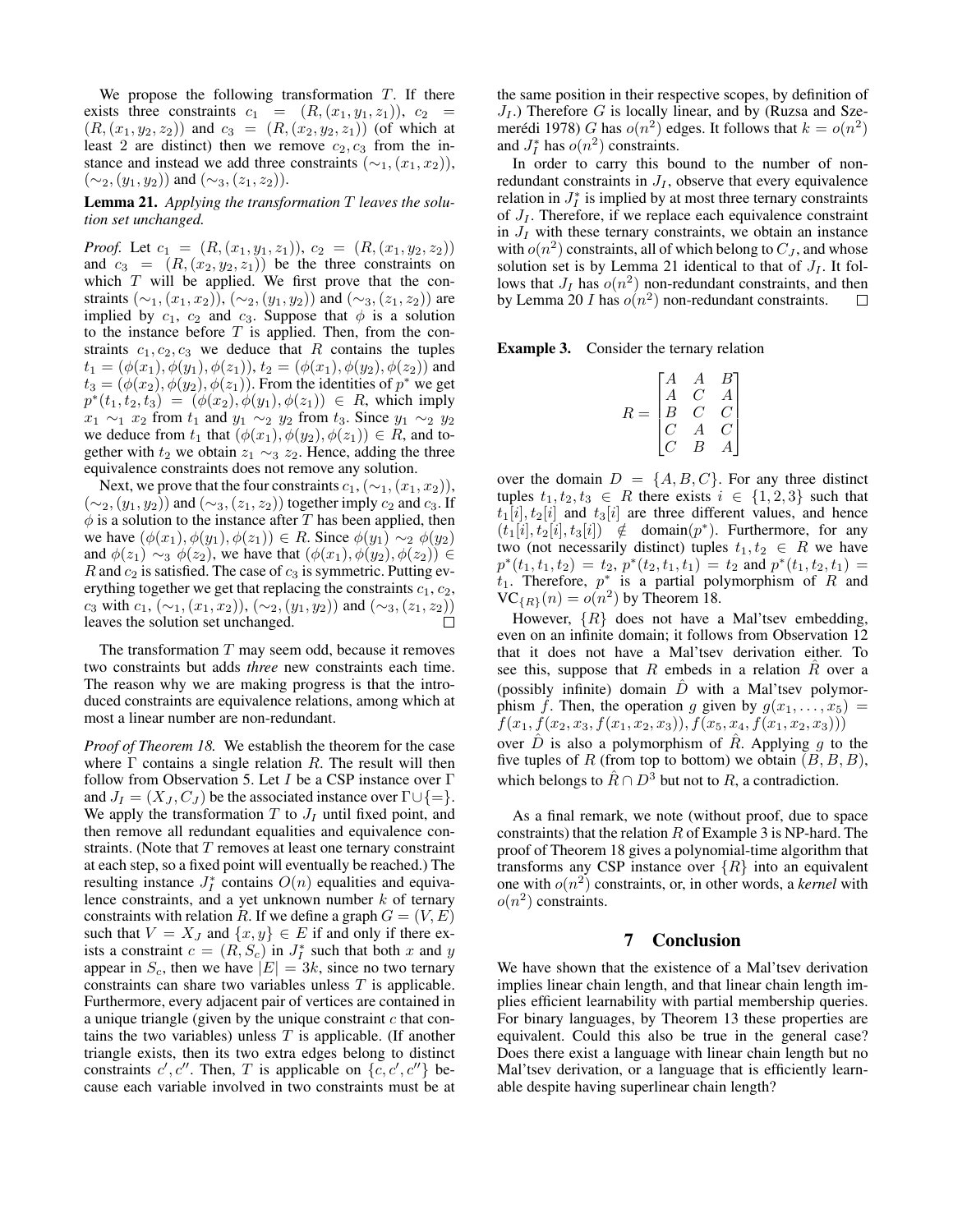We propose the following transformation $T$. If there exists three constraints $c_1 = (R, (x_1, y_1, z_1))$, $c_2 = (R, (x_1, y_2, z_2))$ and $c_3 = (R, (x_2, y_2, z_1))$ (of which at least 2 are distinct) then we remove $c_2, c_3$ from the instance and instead we add three constraints $(\sim_1, (x_1, x_2))$, $(\sim_2, (y_1, y_2))$ and $(\sim_3, (z_1, z_2))$.

**Lemma 21.** *Applying the transformation $T$ leaves the solution set unchanged.*

*Proof.* Let $c_1 = (R, (x_1, y_1, z_1))$, $c_2 = (R, (x_1, y_2, z_2))$ and $c_3 = (R, (x_2, y_2, z_1))$ be the three constraints on which $T$ will be applied. We first prove that the constraints $(\sim_1, (x_1, x_2))$, $(\sim_2, (y_1, y_2))$ and $(\sim_3, (z_1, z_2))$ are implied by $c_1$, $c_2$ and $c_3$. Suppose that $\phi$ is a solution to the instance before $T$ is applied. Then, from the constraints $c_1, c_2, c_3$ we deduce that $R$ contains the tuples $t_1 = (\phi(x_1), \phi(y_1), \phi(z_1))$, $t_2 = (\phi(x_1), \phi(y_2), \phi(z_2))$ and $t_3 = (\phi(x_2), \phi(y_2), \phi(z_1))$. From the identities of $p^*$ we get $p^*(t_1, t_2, t_3) = (\phi(x_2), \phi(y_1), \phi(z_1)) \in R$, which imply $x_1 \sim_1 x_2$ from $t_1$ and $y_1 \sim_2 y_2$ from $t_3$. Since $y_1 \sim_2 y_2$ we deduce from $t_1$ that $(\phi(x_1), \phi(y_2), \phi(z_1)) \in R$, and together with $t_2$ we obtain $z_1 \sim_3 z_2$. Hence, adding the three equivalence constraints does not remove any solution.

Next, we prove that the four constraints $c_1$, $(\sim_1, (x_1, x_2))$, $(\sim_2, (y_1, y_2))$ and $(\sim_3, (z_1, z_2))$ together imply $c_2$ and $c_3$. If $\phi$ is a solution to the instance after $T$ has been applied, then we have $(\phi(x_1), \phi(y_1), \phi(z_1)) \in R$. Since $\phi(y_1) \sim_2 \phi(y_2)$ and $\phi(z_1) \sim_3 \phi(z_2)$, we have that $(\phi(x_1), \phi(y_2), \phi(z_2)) \in R$ and $c_2$ is satisfied. The case of $c_3$ is symmetric. Putting everything together we get that replacing the constraints $c_1$, $c_2$, $c_3$ with $c_1$, $(\sim_1, (x_1, x_2))$, $(\sim_2, (y_1, y_2))$ and $(\sim_3, (z_1, z_2))$ leaves the solution set unchanged. □

The transformation $T$ may seem odd, because it removes two constraints but adds *three* new constraints each time. The reason why we are making progress is that the introduced constraints are equivalence relations, among which at most a linear number are non-redundant.

*Proof of Theorem 18.* We establish the theorem for the case where $\Gamma$ contains a single relation $R$. The result will then follow from Observation 5. Let $I$ be a CSP instance over $\Gamma$ and $J_I = (X_J, C_J)$ be the associated instance over $\Gamma \cup \{=\}$. We apply the transformation $T$ to $J_I$ until fixed point, and then remove all redundant equalities and equivalence constraints. (Note that $T$ removes at least one ternary constraint at each step, so a fixed point will eventually be reached.) The resulting instance $J_I^*$ contains $O(n)$ equalities and equivalence constraints, and a yet unknown number $k$ of ternary constraints with relation $R$. If we define a graph $G = (V, E)$ such that $V = X_J$ and $\{x, y\} \in E$ if and only if there exists a constraint $c = (R, S_c)$ in $J_I^*$ such that both $x$ and $y$ appear in $S_c$, then we have $|E| = 3k$, since no two ternary constraints can share two variables unless $T$ is applicable. Furthermore, every adjacent pair of vertices are contained in a unique triangle (given by the unique constraint $c$ that contains the two variables) unless $T$ is applicable. (If another triangle exists, then its two extra edges belong to distinct constraints $c', c''$. Then, $T$ is applicable on $\{c, c', c''\}$ because each variable involved in two constraints must be at the same position in their respective scopes, by definition of $J_I$.) Therefore $G$ is locally linear, and by (Ruzsa and Szemerédi 1978) $G$ has $o(n^2)$ edges. It follows that $k = o(n^2)$ and $J_I^*$ has $o(n^2)$ constraints.

In order to carry this bound to the number of non-redundant constraints in $J_I$, observe that every equivalence relation in $J_I^*$ is implied by at most three ternary constraints of $J_I$. Therefore, if we replace each equivalence constraint in $J_I$ with these ternary constraints, we obtain an instance with $o(n^2)$ constraints, all of which belong to $C_J$, and whose solution set is by Lemma 21 identical to that of $J_I$. It follows that $J_I$ has $o(n^2)$ non-redundant constraints, and then by Lemma 20 $I$ has $o(n^2)$ non-redundant constraints. □

**Example 3.** Consider the ternary relation

$$R = \begin{bmatrix} A & A & B \\ A & C & A \\ B & C & C \\ C & A & C \\ C & B & A \end{bmatrix}$$

over the domain $D = \{A, B, C\}$. For any three distinct tuples $t_1, t_2, t_3 \in R$ there exists $i \in \{1, 2, 3\}$ such that $t_1[i], t_2[i]$ and $t_3[i]$ are three different values, and hence $(t_1[i], t_2[i], t_3[i]) \notin \text{domain}(p^*)$. Furthermore, for any two (not necessarily distinct) tuples $t_1, t_2 \in R$ we have $p^*(t_1, t_1, t_2) = t_2$, $p^*(t_2, t_1, t_1) = t_2$ and $p^*(t_1, t_2, t_1) = t_1$. Therefore, $p^*$ is a partial polymorphism of $R$ and $\text{VC}_{\{R\}}(n) = o(n^2)$ by Theorem 18.

However, $\{R\}$ does not have a Mal'tsev embedding, even on an infinite domain; it follows from Observation 12 that it does not have a Mal'tsev derivation either. To see this, suppose that $R$ embeds in a relation $\hat{R}$ over a (possibly infinite) domain $\hat{D}$ with a Mal'tsev polymorphism $f$. Then, the operation $g$ given by $g(x_1, \ldots, x_5) = f(x_1, f(x_2, x_3, f(x_1, x_2, x_3)), f(x_5, x_4, f(x_1, x_2, x_3)))$ over $\hat{D}$ is also a polymorphism of $\hat{R}$. Applying $g$ to the five tuples of $R$ (from top to bottom) we obtain $(B, B, B)$, which belongs to $\hat{R} \cap D^3$ but not to $R$, a contradiction.

As a final remark, we note (without proof, due to space constraints) that the relation $R$ of Example 3 is NP-hard. The proof of Theorem 18 gives a polynomial-time algorithm that transforms any CSP instance over $\{R\}$ into an equivalent one with $o(n^2)$ constraints, or, in other words, a *kernel* with $o(n^2)$ constraints.

## 7 Conclusion

We have shown that the existence of a Mal'tsev derivation implies linear chain length, and that linear chain length implies efficient learnability with partial membership queries. For binary languages, by Theorem 13 these properties are equivalent. Could this also be true in the general case? Does there exist a language with linear chain length but no Mal'tsev derivation, or a language that is efficiently learnable despite having superlinear chain length?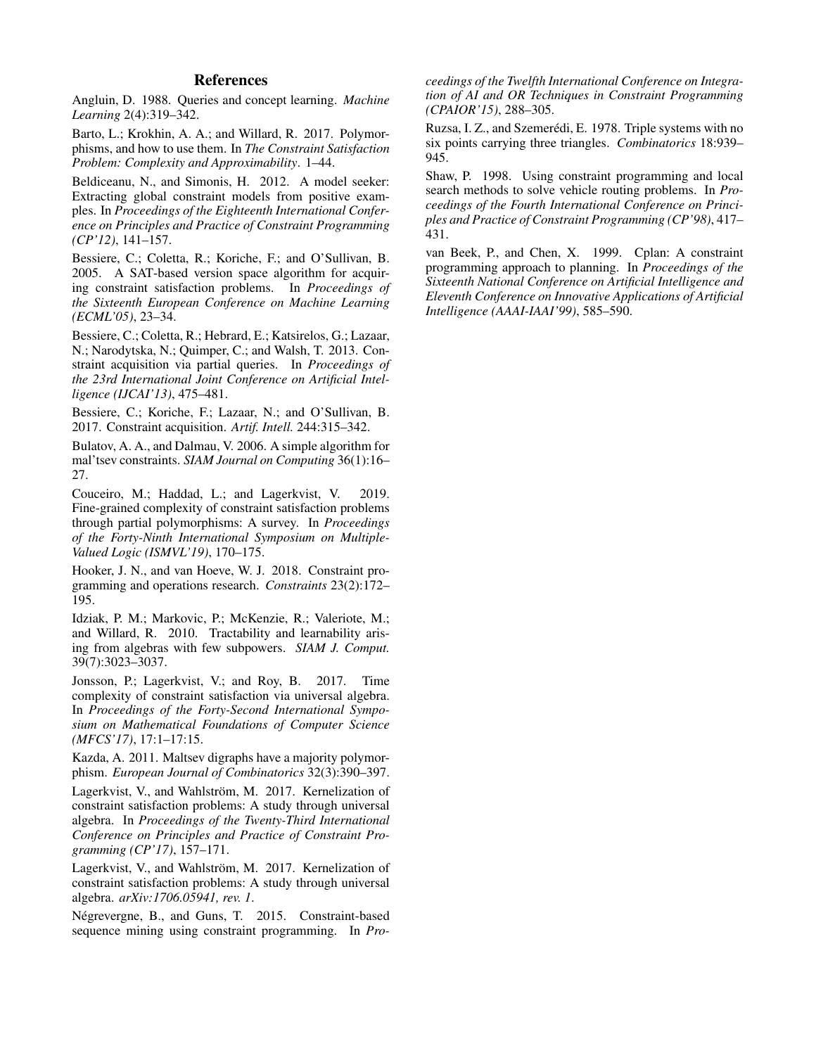## References

Angluin, D. 1988. Queries and concept learning. *Machine Learning* 2(4):319–342.

Barto, L.; Krokhin, A. A.; and Willard, R. 2017. Polymorphisms, and how to use them. In *The Constraint Satisfaction Problem: Complexity and Approximability*. 1–44.

Beldiceanu, N., and Simonis, H. 2012. A model seeker: Extracting global constraint models from positive examples. In *Proceedings of the Eighteenth International Conference on Principles and Practice of Constraint Programming (CP'12)*, 141–157.

Bessiere, C.; Coletta, R.; Koriche, F.; and O'Sullivan, B. 2005. A SAT-based version space algorithm for acquiring constraint satisfaction problems. In *Proceedings of the Sixteenth European Conference on Machine Learning (ECML'05)*, 23–34.

Bessiere, C.; Coletta, R.; Hebrard, E.; Katsirelos, G.; Lazaar, N.; Narodytska, N.; Quimper, C.; and Walsh, T. 2013. Constraint acquisition via partial queries. In *Proceedings of the 23rd International Joint Conference on Artificial Intelligence (IJCAI'13)*, 475–481.

Bessiere, C.; Koriche, F.; Lazaar, N.; and O'Sullivan, B. 2017. Constraint acquisition. *Artif. Intell.* 244:315–342.

Bulatov, A. A., and Dalmau, V. 2006. A simple algorithm for mal'tsev constraints. *SIAM Journal on Computing* 36(1):16–27.

Couceiro, M.; Haddad, L.; and Lagerkvist, V. 2019. Fine-grained complexity of constraint satisfaction problems through partial polymorphisms: A survey. In *Proceedings of the Forty-Ninth International Symposium on Multiple-Valued Logic (ISMVL'19)*, 170–175.

Hooker, J. N., and van Hoeve, W. J. 2018. Constraint programming and operations research. *Constraints* 23(2):172–195.

Idziak, P. M.; Markovic, P.; McKenzie, R.; Valeriote, M.; and Willard, R. 2010. Tractability and learnability arising from algebras with few subpowers. *SIAM J. Comput.* 39(7):3023–3037.

Jonsson, P.; Lagerkvist, V.; and Roy, B. 2017. Time complexity of constraint satisfaction via universal algebra. In *Proceedings of the Forty-Second International Symposium on Mathematical Foundations of Computer Science (MFCS'17)*, 17:1–17:15.

Kazda, A. 2011. Maltsev digraphs have a majority polymorphism. *European Journal of Combinatorics* 32(3):390–397.

Lagerkvist, V., and Wahlström, M. 2017. Kernelization of constraint satisfaction problems: A study through universal algebra. In *Proceedings of the Twenty-Third International Conference on Principles and Practice of Constraint Programming (CP'17)*, 157–171.

Lagerkvist, V., and Wahlström, M. 2017. Kernelization of constraint satisfaction problems: A study through universal algebra. *arXiv:1706.05941, rev. 1*.

Négrevergne, B., and Guns, T. 2015. Constraint-based sequence mining using constraint programming. In *Proceedings of the Twelfth International Conference on Integration of AI and OR Techniques in Constraint Programming (CPAIOR'15)*, 288–305.

Ruzsa, I. Z., and Szemerédi, E. 1978. Triple systems with no six points carrying three triangles. *Combinatorics* 18:939–945.

Shaw, P. 1998. Using constraint programming and local search methods to solve vehicle routing problems. In *Proceedings of the Fourth International Conference on Principles and Practice of Constraint Programming (CP'98)*, 417–431.

van Beek, P., and Chen, X. 1999. Cplan: A constraint programming approach to planning. In *Proceedings of the Sixteenth National Conference on Artificial Intelligence and Eleventh Conference on Innovative Applications of Artificial Intelligence (AAAI-IAAI'99)*, 585–590.